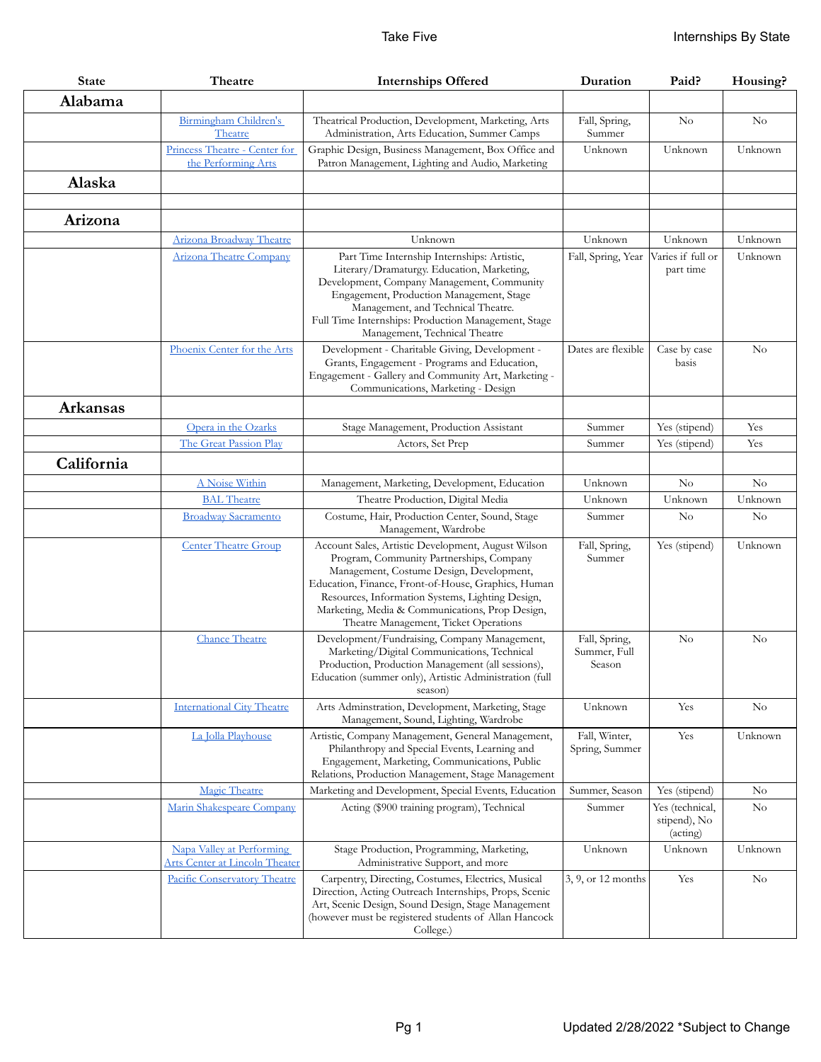| State | Theatre | Internships Offered | Duration | Paid? | Housing? |
|---|---|---|---|---|---|
| **Alabama** | | | | | |
| | Birmingham Children's Theatre | Theatrical Production, Development, Marketing, Arts Administration, Arts Education, Summer Camps | Fall, Spring, Summer | No | No |
| | Princess Theatre - Center for the Performing Arts | Graphic Design, Business Management, Box Office and Patron Management, Lighting and Audio, Marketing | Unknown | Unknown | Unknown |
| **Alaska** | | | | | |
| | | | | | |
| **Arizona** | | | | | |
| | Arizona Broadway Theatre | Unknown | Unknown | Unknown | Unknown |
| | Arizona Theatre Company | Part Time Internship Internships: Artistic, Literary/Dramaturgy. Education, Marketing, Development, Company Management, Community Engagement, Production Management, Stage Management, and Technical Theatre. Full Time Internships: Production Management, Stage Management, Technical Theatre | Fall, Spring, Year | Varies if full or part time | Unknown |
| | Phoenix Center for the Arts | Development - Charitable Giving, Development - Grants, Engagement - Programs and Education, Engagement - Gallery and Community Art, Marketing - Communications, Marketing - Design | Dates are flexible | Case by case basis | No |
| **Arkansas** | | | | | |
| | Opera in the Ozarks | Stage Management, Production Assistant | Summer | Yes (stipend) | Yes |
| | The Great Passion Play | Actors, Set Prep | Summer | Yes (stipend) | Yes |
| **California** | | | | | |
| | A Noise Within | Management, Marketing, Development, Education | Unknown | No | No |
| | BAL Theatre | Theatre Production, Digital Media | Unknown | Unknown | Unknown |
| | Broadway Sacramento | Costume, Hair, Production Center, Sound, Stage Management, Wardrobe | Summer | No | No |
| | Center Theatre Group | Account Sales, Artistic Development, August Wilson Program, Community Partnerships, Company Management, Costume Design, Development, Education, Finance, Front-of-House, Graphics, Human Resources, Information Systems, Lighting Design, Marketing, Media & Communications, Prop Design, Theatre Management, Ticket Operations | Fall, Spring, Summer | Yes (stipend) | Unknown |
| | Chance Theatre | Development/Fundraising, Company Management, Marketing/Digital Communications, Technical Production, Production Management (all sessions), Education (summer only), Artistic Administration (full season) | Fall, Spring, Summer, Full Season | No | No |
| | International City Theatre | Arts Adminstration, Development, Marketing, Stage Management, Sound, Lighting, Wardrobe | Unknown | Yes | No |
| | La Jolla Playhouse | Artistic, Company Management, General Management, Philanthropy and Special Events, Learning and Engagement, Marketing, Communications, Public Relations, Production Management, Stage Management | Fall, Winter, Spring, Summer | Yes | Unknown |
| | Magic Theatre | Marketing and Development, Special Events, Education | Summer, Season | Yes (stipend) | No |
| | Marin Shakespeare Company | Acting ($900 training program), Technical | Summer | Yes (technical, stipend), No (acting) | No |
| | Napa Valley at Performing Arts Center at Lincoln Theater | Stage Production, Programming, Marketing, Administrative Support, and more | Unknown | Unknown | Unknown |
| | Pacific Conservatory Theatre | Carpentry, Directing, Costumes, Electrics, Musical Direction, Acting Outreach Internships, Props, Scenic Art, Scenic Design, Sound Design, Stage Management (however must be registered students of Allan Hancock College.) | 3, 9, or 12 months | Yes | No |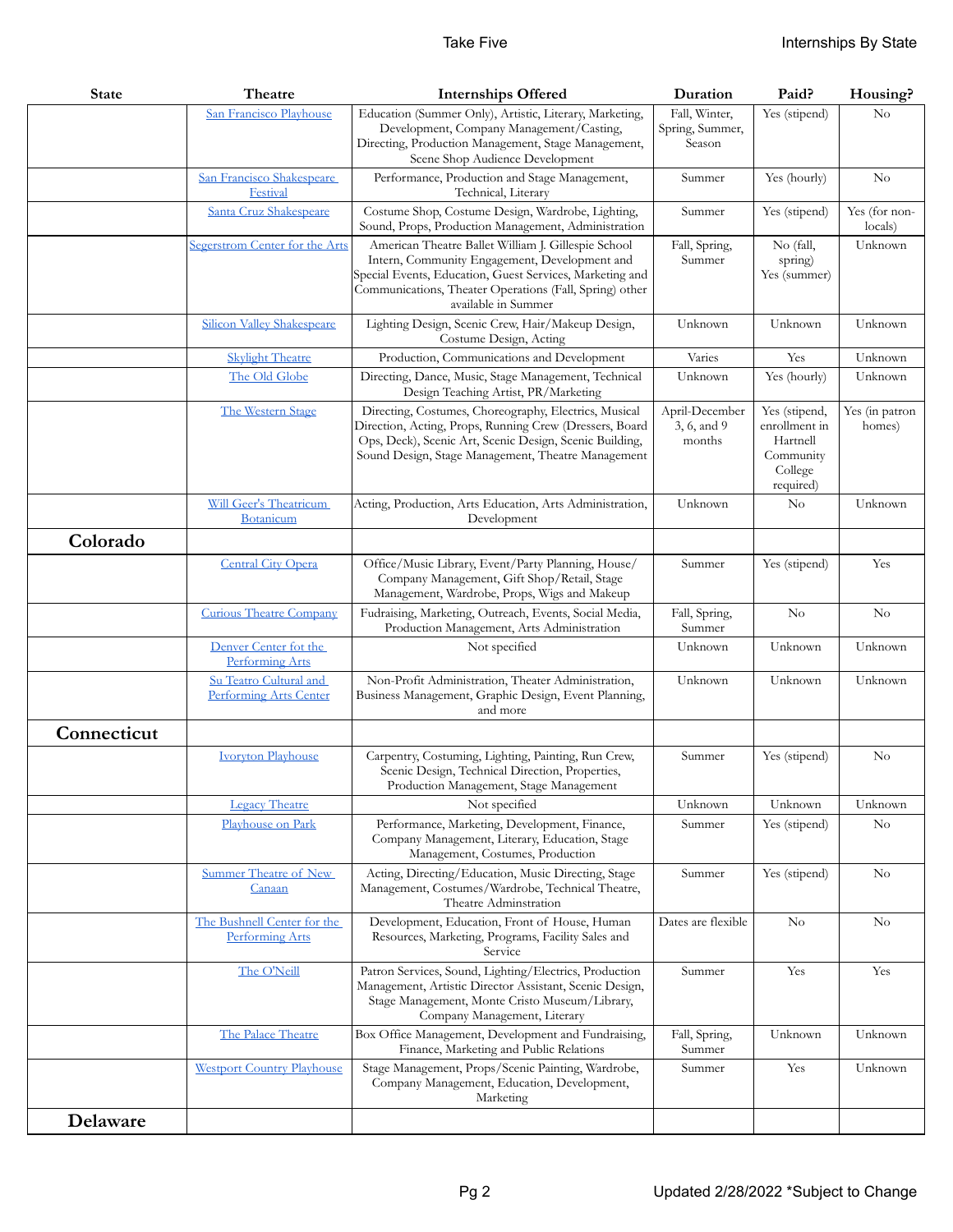| State | Theatre | Internships Offered | Duration | Paid? | Housing? |
|---|---|---|---|---|---|
| | San Francisco Playhouse | Education (Summer Only), Artistic, Literary, Marketing, Development, Company Management/Casting, Directing, Production Management, Stage Management, Scene Shop Audience Development | Fall, Winter, Spring, Summer, Season | Yes (stipend) | No |
| | San Francisco Shakespeare Festival | Performance, Production and Stage Management, Technical, Literary | Summer | Yes (hourly) | No |
| | Santa Cruz Shakespeare | Costume Shop, Costume Design, Wardrobe, Lighting, Sound, Props, Production Management, Administration | Summer | Yes (stipend) | Yes (for non-locals) |
| | Segerstrom Center for the Arts | American Theatre Ballet William J. Gillespie School Intern, Community Engagement, Development and Special Events, Education, Guest Services, Marketing and Communications, Theater Operations (Fall, Spring) other available in Summer | Fall, Spring, Summer | No (fall, spring) Yes (summer) | Unknown |
| | Silicon Valley Shakespeare | Lighting Design, Scenic Crew, Hair/Makeup Design, Costume Design, Acting | Unknown | Unknown | Unknown |
| | Skylight Theatre | Production, Communications and Development | Varies | Yes | Unknown |
| | The Old Globe | Directing, Dance, Music, Stage Management, Technical Design Teaching Artist, PR/Marketing | Unknown | Yes (hourly) | Unknown |
| | The Western Stage | Directing, Costumes, Choreography, Electrics, Musical Direction, Acting, Props, Running Crew (Dressers, Board Ops, Deck), Scenic Art, Scenic Design, Scenic Building, Sound Design, Stage Management, Theatre Management | April-December 3, 6, and 9 months | Yes (stipend, enrollment in Hartnell Community College required) | Yes (in patron homes) |
| | Will Geer's Theatricum Botanicum | Acting, Production, Arts Education, Arts Administration, Development | Unknown | No | Unknown |
| **Colorado** | | | | | |
| | Central City Opera | Office/Music Library, Event/Party Planning, House/ Company Management, Gift Shop/Retail, Stage Management, Wardrobe, Props, Wigs and Makeup | Summer | Yes (stipend) | Yes |
| | Curious Theatre Company | Fudraising, Marketing, Outreach, Events, Social Media, Production Management, Arts Administration | Fall, Spring, Summer | No | No |
| | Denver Center fot the Performing Arts | Not specified | Unknown | Unknown | Unknown |
| | Su Teatro Cultural and Performing Arts Center | Non-Profit Administration, Theater Administration, Business Management, Graphic Design, Event Planning, and more | Unknown | Unknown | Unknown |
| **Connecticut** | | | | | |
| | Ivoryton Playhouse | Carpentry, Costuming, Lighting, Painting, Run Crew, Scenic Design, Technical Direction, Properties, Production Management, Stage Management | Summer | Yes (stipend) | No |
| | Legacy Theatre | Not specified | Unknown | Unknown | Unknown |
| | Playhouse on Park | Performance, Marketing, Development, Finance, Company Management, Literary, Education, Stage Management, Costumes, Production | Summer | Yes (stipend) | No |
| | Summer Theatre of New Canaan | Acting, Directing/Education, Music Directing, Stage Management, Costumes/Wardrobe, Technical Theatre, Theatre Adminstration | Summer | Yes (stipend) | No |
| | The Bushnell Center for the Performing Arts | Development, Education, Front of House, Human Resources, Marketing, Programs, Facility Sales and Service | Dates are flexible | No | No |
| | The O'Neill | Patron Services, Sound, Lighting/Electrics, Production Management, Artistic Director Assistant, Scenic Design, Stage Management, Monte Cristo Museum/Library, Company Management, Literary | Summer | Yes | Yes |
| | The Palace Theatre | Box Office Management, Development and Fundraising, Finance, Marketing and Public Relations | Fall, Spring, Summer | Unknown | Unknown |
| | Westport Country Playhouse | Stage Management, Props/Scenic Painting, Wardrobe, Company Management, Education, Development, Marketing | Summer | Yes | Unknown |
| **Delaware** | | | | | |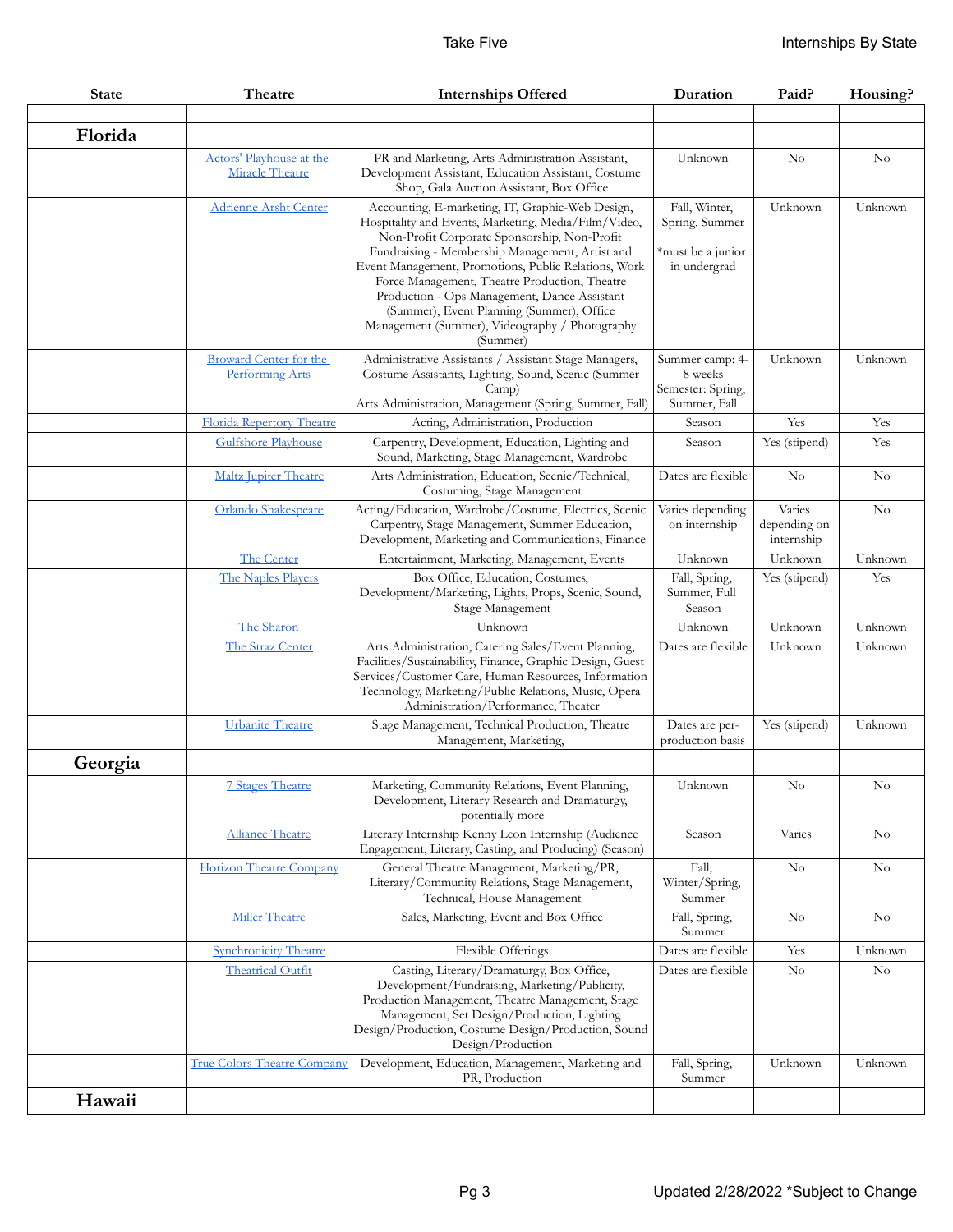| State | Theatre | Internships Offered | Duration | Paid? | Housing? |
|---|---|---|---|---|---|
| | | | | | |
| **Florida** | | | | | |
| | Actors' Playhouse at the Miracle Theatre | PR and Marketing, Arts Administration Assistant, Development Assistant, Education Assistant, Costume Shop, Gala Auction Assistant, Box Office | Unknown | No | No |
| | Adrienne Arsht Center | Accounting, E-marketing, IT, Graphic-Web Design, Hospitality and Events, Marketing, Media/Film/Video, Non-Profit Corporate Sponsorship, Non-Profit Fundraising - Membership Management, Artist and Event Management, Promotions, Public Relations, Work Force Management, Theatre Production, Theatre Production - Ops Management, Dance Assistant (Summer), Event Planning (Summer), Office Management (Summer), Videography / Photography (Summer) | Fall, Winter, Spring, Summer *must be a junior in undergrad | Unknown | Unknown |
| | Broward Center for the Performing Arts | Administrative Assistants / Assistant Stage Managers, Costume Assistants, Lighting, Sound, Scenic (Summer Camp) Arts Administration, Management (Spring, Summer, Fall) | Summer camp: 4-8 weeks Semester: Spring, Summer, Fall | Unknown | Unknown |
| | Florida Repertory Theatre | Acting, Administration, Production | Season | Yes | Yes |
| | Gulfshore Playhouse | Carpentry, Development, Education, Lighting and Sound, Marketing, Stage Management, Wardrobe | Season | Yes (stipend) | Yes |
| | Maltz Jupiter Theatre | Arts Administration, Education, Scenic/Technical, Costuming, Stage Management | Dates are flexible | No | No |
| | Orlando Shakespeare | Acting/Education, Wardrobe/Costume, Electrics, Scenic Carpentry, Stage Management, Summer Education, Development, Marketing and Communications, Finance | Varies depending on internship | Varies depending on internship | No |
| | The Center | Entertainment, Marketing, Management, Events | Unknown | Unknown | Unknown |
| | The Naples Players | Box Office, Education, Costumes, Development/Marketing, Lights, Props, Scenic, Sound, Stage Management | Fall, Spring, Summer, Full Season | Yes (stipend) | Yes |
| | The Sharon | Unknown | Unknown | Unknown | Unknown |
| | The Straz Center | Arts Administration, Catering Sales/Event Planning, Facilities/Sustainability, Finance, Graphic Design, Guest Services/Customer Care, Human Resources, Information Technology, Marketing/Public Relations, Music, Opera Administration/Performance, Theater | Dates are flexible | Unknown | Unknown |
| | Urbanite Theatre | Stage Management, Technical Production, Theatre Management, Marketing, | Dates are per-production basis | Yes (stipend) | Unknown |
| **Georgia** | | | | | |
| | 7 Stages Theatre | Marketing, Community Relations, Event Planning, Development, Literary Research and Dramaturgy, potentially more | Unknown | No | No |
| | Alliance Theatre | Literary Internship Kenny Leon Internship (Audience Engagement, Literary, Casting, and Producing) (Season) | Season | Varies | No |
| | Horizon Theatre Company | General Theatre Management, Marketing/PR, Literary/Community Relations, Stage Management, Technical, House Management | Fall, Winter/Spring, Summer | No | No |
| | Miller Theatre | Sales, Marketing, Event and Box Office | Fall, Spring, Summer | No | No |
| | Synchronicity Theatre | Flexible Offerings | Dates are flexible | Yes | Unknown |
| | Theatrical Outfit | Casting, Literary/Dramaturgy, Box Office, Development/Fundraising, Marketing/Publicity, Production Management, Theatre Management, Stage Management, Set Design/Production, Lighting Design/Production, Costume Design/Production, Sound Design/Production | Dates are flexible | No | No |
| | True Colors Theatre Company | Development, Education, Management, Marketing and PR, Production | Fall, Spring, Summer | Unknown | Unknown |
| **Hawaii** | | | | | |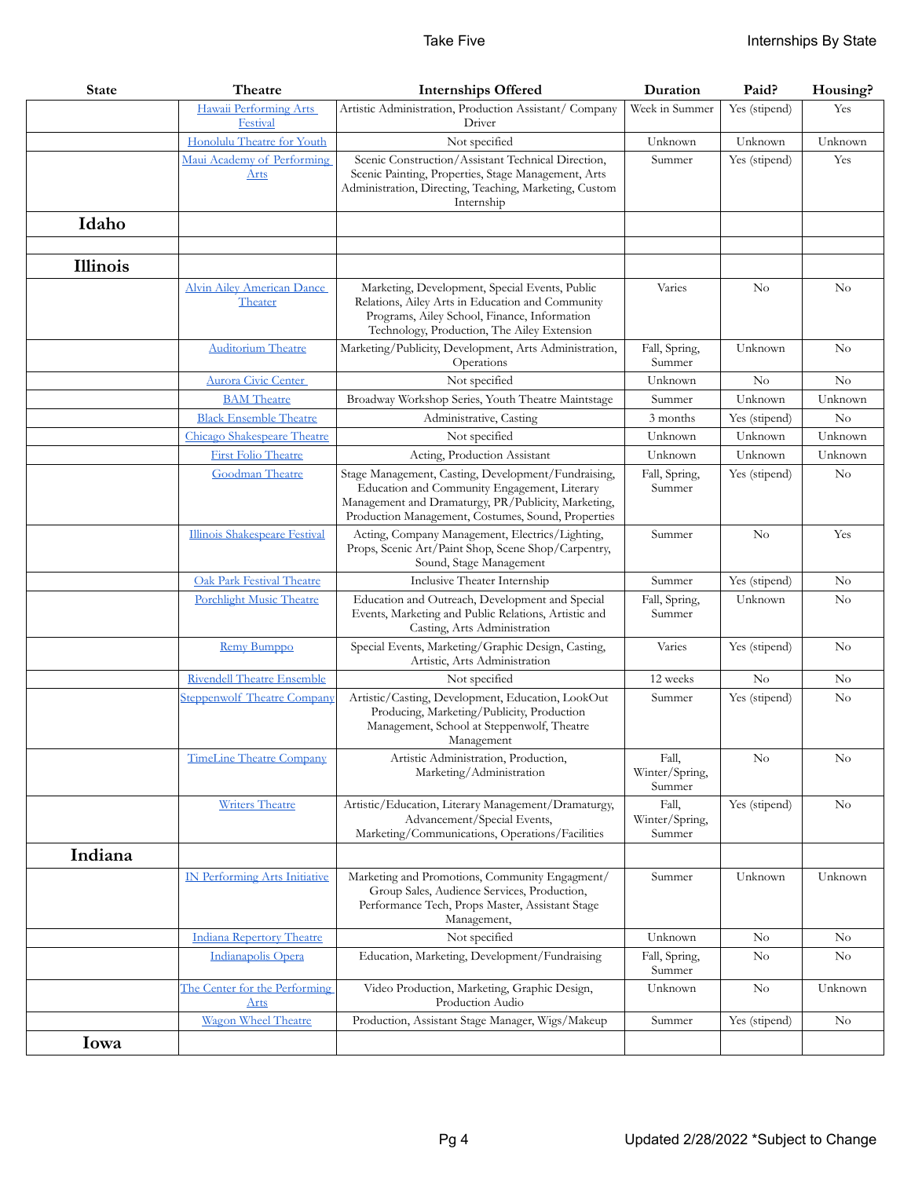| State | Theatre | Internships Offered | Duration | Paid? | Housing? |
|---|---|---|---|---|---|
| | Hawaii Performing Arts Festival | Artistic Administration, Production Assistant/ Company Driver | Week in Summer | Yes (stipend) | Yes |
| | Honolulu Theatre for Youth | Not specified | Unknown | Unknown | Unknown |
| | Maui Academy of Performing Arts | Scenic Construction/Assistant Technical Direction, Scenic Painting, Properties, Stage Management, Arts Administration, Directing, Teaching, Marketing, Custom Internship | Summer | Yes (stipend) | Yes |
| **Idaho** | | | | | |
| | | | | | |
| **Illinois** | | | | | |
| | Alvin Ailey American Dance Theater | Marketing, Development, Special Events, Public Relations, Ailey Arts in Education and Community Programs, Ailey School, Finance, Information Technology, Production, The Ailey Extension | Varies | No | No |
| | Auditorium Theatre | Marketing/Publicity, Development, Arts Administration, Operations | Fall, Spring, Summer | Unknown | No |
| | Aurora Civic Center | Not specified | Unknown | No | No |
| | BAM Theatre | Broadway Workshop Series, Youth Theatre Maintstage | Summer | Unknown | Unknown |
| | Black Ensemble Theatre | Administrative, Casting | 3 months | Yes (stipend) | No |
| | Chicago Shakespeare Theatre | Not specified | Unknown | Unknown | Unknown |
| | First Folio Theatre | Acting, Production Assistant | Unknown | Unknown | Unknown |
| | Goodman Theatre | Stage Management, Casting, Development/Fundraising, Education and Community Engagement, Literary Management and Dramaturgy, PR/Publicity, Marketing, Production Management, Costumes, Sound, Properties | Fall, Spring, Summer | Yes (stipend) | No |
| | Illinois Shakespeare Festival | Acting, Company Management, Electrics/Lighting, Props, Scenic Art/Paint Shop, Scene Shop/Carpentry, Sound, Stage Management | Summer | No | Yes |
| | Oak Park Festival Theatre | Inclusive Theater Internship | Summer | Yes (stipend) | No |
| | Porchlight Music Theatre | Education and Outreach, Development and Special Events, Marketing and Public Relations, Artistic and Casting, Arts Administration | Fall, Spring, Summer | Unknown | No |
| | Remy Bumppo | Special Events, Marketing/Graphic Design, Casting, Artistic, Arts Administration | Varies | Yes (stipend) | No |
| | Rivendell Theatre Ensemble | Not specified | 12 weeks | No | No |
| | Steppenwolf Theatre Company | Artistic/Casting, Development, Education, LookOut Producing, Marketing/Publicity, Production Management, School at Steppenwolf, Theatre Management | Summer | Yes (stipend) | No |
| | TimeLine Theatre Company | Artistic Administration, Production, Marketing/Administration | Fall, Winter/Spring, Summer | No | No |
| | Writers Theatre | Artistic/Education, Literary Management/Dramaturgy, Advancement/Special Events, Marketing/Communications, Operations/Facilities | Fall, Winter/Spring, Summer | Yes (stipend) | No |
| **Indiana** | | | | | |
| | IN Performing Arts Initiative | Marketing and Promotions, Community Engagment/ Group Sales, Audience Services, Production, Performance Tech, Props Master, Assistant Stage Management, | Summer | Unknown | Unknown |
| | Indiana Repertory Theatre | Not specified | Unknown | No | No |
| | Indianapolis Opera | Education, Marketing, Development/Fundraising | Fall, Spring, Summer | No | No |
| | The Center for the Performing Arts | Video Production, Marketing, Graphic Design, Production Audio | Unknown | No | Unknown |
| | Wagon Wheel Theatre | Production, Assistant Stage Manager, Wigs/Makeup | Summer | Yes (stipend) | No |
| **Iowa** | | | | | |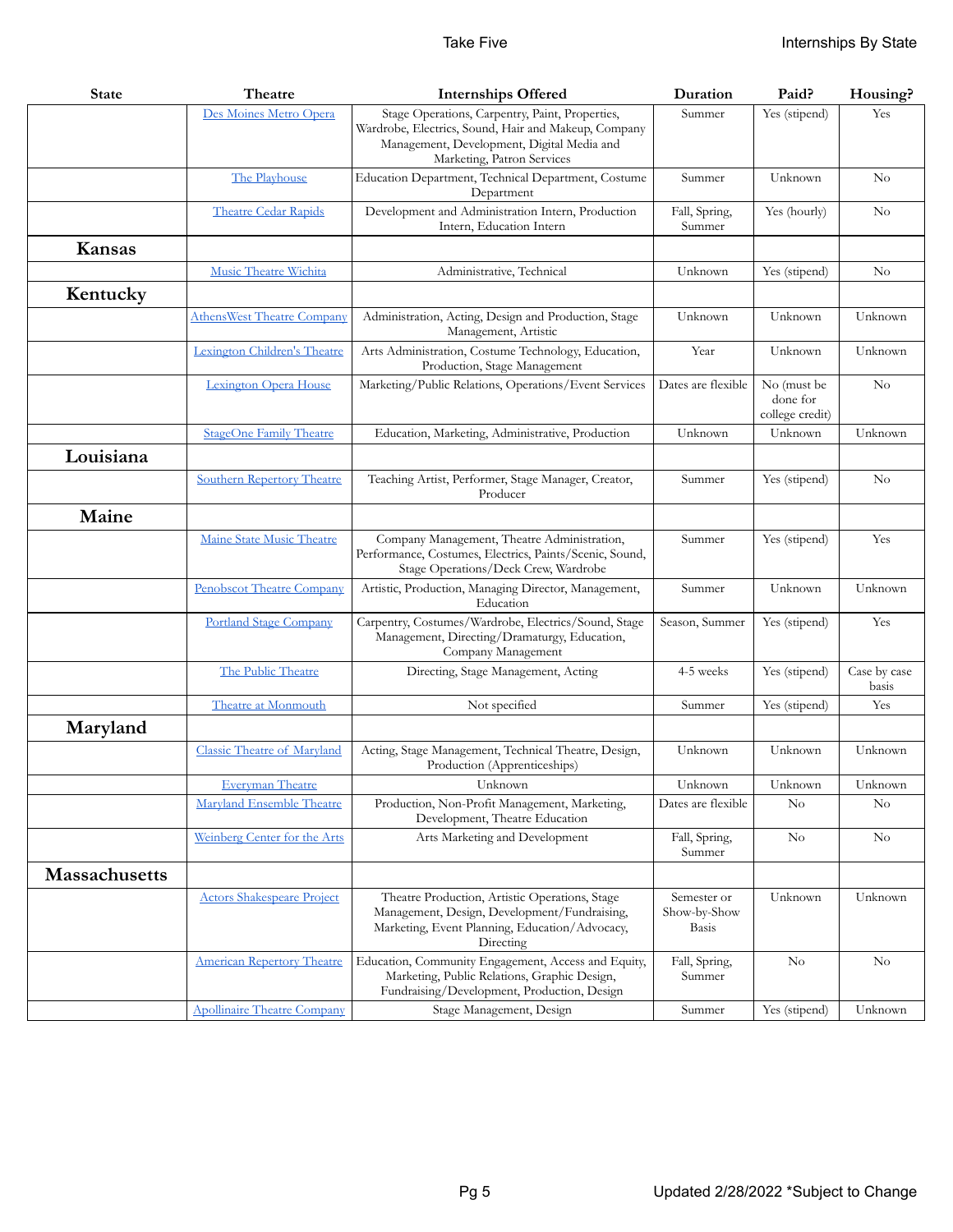| State | Theatre | Internships Offered | Duration | Paid? | Housing? |
|---|---|---|---|---|---|
| | Des Moines Metro Opera | Stage Operations, Carpentry, Paint, Properties, Wardrobe, Electrics, Sound, Hair and Makeup, Company Management, Development, Digital Media and Marketing, Patron Services | Summer | Yes (stipend) | Yes |
| | The Playhouse | Education Department, Technical Department, Costume Department | Summer | Unknown | No |
| | Theatre Cedar Rapids | Development and Administration Intern, Production Intern, Education Intern | Fall, Spring, Summer | Yes (hourly) | No |
| **Kansas** | | | | | |
| | Music Theatre Wichita | Administrative, Technical | Unknown | Yes (stipend) | No |
| **Kentucky** | | | | | |
| | AthensWest Theatre Company | Administration, Acting, Design and Production, Stage Management, Artistic | Unknown | Unknown | Unknown |
| | Lexington Children's Theatre | Arts Administration, Costume Technology, Education, Production, Stage Management | Year | Unknown | Unknown |
| | Lexington Opera House | Marketing/Public Relations, Operations/Event Services | Dates are flexible | No (must be done for college credit) | No |
| | StageOne Family Theatre | Education, Marketing, Administrative, Production | Unknown | Unknown | Unknown |
| **Louisiana** | | | | | |
| | Southern Repertory Theatre | Teaching Artist, Performer, Stage Manager, Creator, Producer | Summer | Yes (stipend) | No |
| **Maine** | | | | | |
| | Maine State Music Theatre | Company Management, Theatre Administration, Performance, Costumes, Electrics, Paints/Scenic, Sound, Stage Operations/Deck Crew, Wardrobe | Summer | Yes (stipend) | Yes |
| | Penobscot Theatre Company | Artistic, Production, Managing Director, Management, Education | Summer | Unknown | Unknown |
| | Portland Stage Company | Carpentry, Costumes/Wardrobe, Electrics/Sound, Stage Management, Directing/Dramaturgy, Education, Company Management | Season, Summer | Yes (stipend) | Yes |
| | The Public Theatre | Directing, Stage Management, Acting | 4-5 weeks | Yes (stipend) | Case by case basis |
| | Theatre at Monmouth | Not specified | Summer | Yes (stipend) | Yes |
| **Maryland** | | | | | |
| | Classic Theatre of Maryland | Acting, Stage Management, Technical Theatre, Design, Production (Apprenticeships) | Unknown | Unknown | Unknown |
| | Everyman Theatre | Unknown | Unknown | Unknown | Unknown |
| | Maryland Ensemble Theatre | Production, Non-Profit Management, Marketing, Development, Theatre Education | Dates are flexible | No | No |
| | Weinberg Center for the Arts | Arts Marketing and Development | Fall, Spring, Summer | No | No |
| **Massachusetts** | | | | | |
| | Actors Shakespeare Project | Theatre Production, Artistic Operations, Stage Management, Design, Development/Fundraising, Marketing, Event Planning, Education/Advocacy, Directing | Semester or Show-by-Show Basis | Unknown | Unknown |
| | American Repertory Theatre | Education, Community Engagement, Access and Equity, Marketing, Public Relations, Graphic Design, Fundraising/Development, Production, Design | Fall, Spring, Summer | No | No |
| | Apollinaire Theatre Company | Stage Management, Design | Summer | Yes (stipend) | Unknown |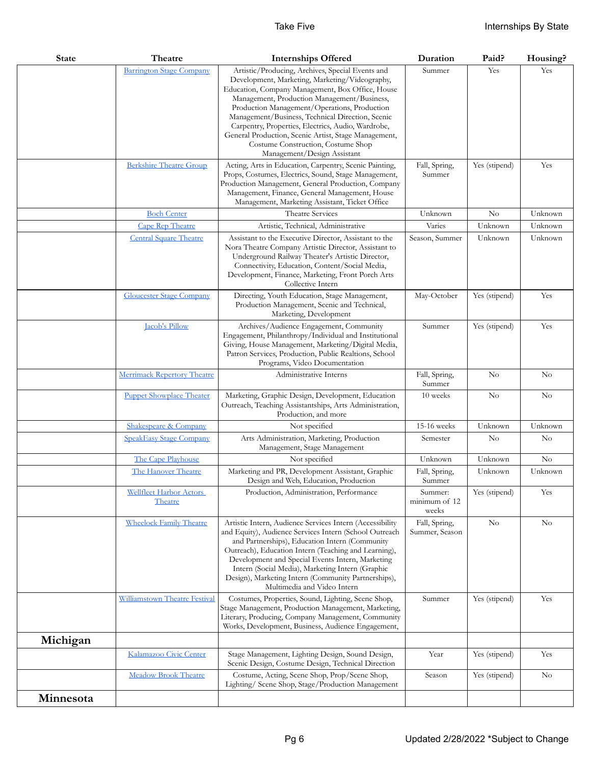| State | Theatre | Internships Offered | Duration | Paid? | Housing? |
|---|---|---|---|---|---|
| | Barrington Stage Company | Artistic/Producing, Archives, Special Events and Development, Marketing, Marketing/Videography, Education, Company Management, Box Office, House Management, Production Management/Business, Production Management/Operations, Production Management/Business, Technical Direction, Scenic Carpentry, Properties, Electrics, Audio, Wardrobe, General Production, Scenic Artist, Stage Management, Costume Construction, Costume Shop Management/Design Assistant | Summer | Yes | Yes |
| | Berkshire Theatre Group | Acting, Arts in Education, Carpentry, Scenic Painting, Props, Costumes, Electrics, Sound, Stage Management, Production Management, General Production, Company Management, Finance, General Management, House Management, Marketing Assistant, Ticket Office | Fall, Spring, Summer | Yes (stipend) | Yes |
| | Boch Center | Theatre Services | Unknown | No | Unknown |
| | Cape Rep Theatre | Artistic, Technical, Administrative | Varies | Unknown | Unknown |
| | Central Square Theatre | Assistant to the Executive Director, Assistant to the Nora Theatre Company Artistic Director, Assistant to Underground Railway Theater's Artistic Director, Connectivity, Education, Content/Social Media, Development, Finance, Marketing, Front Porch Arts Collective Intern | Season, Summer | Unknown | Unknown |
| | Gloucester Stage Company | Directing, Youth Education, Stage Management, Production Management, Scenic and Technical, Marketing, Development | May-October | Yes (stipend) | Yes |
| | Jacob's Pillow | Archives/Audience Engagement, Community Engagement, Philanthropy/Individual and Institutional Giving, House Management, Marketing/Digital Media, Patron Services, Production, Public Realtions, School Programs, Video Documentation | Summer | Yes (stipend) | Yes |
| | Merrimack Repertory Theatre | Administrative Interns | Fall, Spring, Summer | No | No |
| | Puppet Showplace Theater | Marketing, Graphic Design, Development, Education Outreach, Teaching Assistantships, Arts Administration, Production, and more | 10 weeks | No | No |
| | Shakespeare & Company | Not specified | 15-16 weeks | Unknown | Unknown |
| | SpeakEasy Stage Company | Arts Administration, Marketing, Production Management, Stage Management | Semester | No | No |
| | The Cape Playhouse | Not specified | Unknown | Unknown | No |
| | The Hanover Theatre | Marketing and PR, Development Assistant, Graphic Design and Web, Education, Production | Fall, Spring, Summer | Unknown | Unknown |
| | Wellfleet Harbor Actors Theatre | Production, Administration, Performance | Summer: minimum of 12 weeks | Yes (stipend) | Yes |
| | Wheelock Family Theatre | Artistic Intern, Audience Services Intern (Accessibility and Equity), Audience Services Intern (School Outreach and Partnerships), Education Intern (Community Outreach), Education Intern (Teaching and Learning), Development and Special Events Intern, Marketing Intern (Social Media), Marketing Intern (Graphic Design), Marketing Intern (Community Partnerships), Multimedia and Video Intern | Fall, Spring, Summer, Season | No | No |
| | Williamstown Theatre Festival | Costumes, Properties, Sound, Lighting, Scene Shop, Stage Management, Production Management, Marketing, Literary, Producing, Company Management, Community Works, Development, Business, Audience Engagement, | Summer | Yes (stipend) | Yes |
| **Michigan** | | | | | |
| | Kalamazoo Civic Center | Stage Management, Lighting Design, Sound Design, Scenic Design, Costume Design, Technical Direction | Year | Yes (stipend) | Yes |
| | Meadow Brook Theatre | Costume, Acting, Scene Shop, Prop/Scene Shop, Lighting/ Scene Shop, Stage/Production Management | Season | Yes (stipend) | No |
| **Minnesota** | | | | | |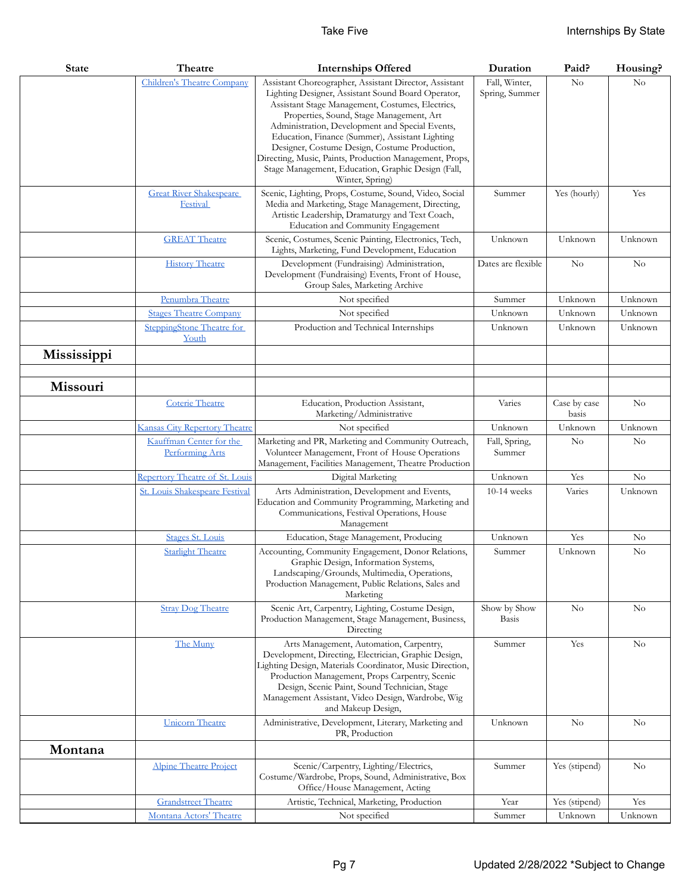| State | Theatre | Internships Offered | Duration | Paid? | Housing? |
|---|---|---|---|---|---|
| | Children's Theatre Company | Assistant Choreographer, Assistant Director, Assistant Lighting Designer, Assistant Sound Board Operator, Assistant Stage Management, Costumes, Electrics, Properties, Sound, Stage Management, Art Administration, Development and Special Events, Education, Finance (Summer), Assistant Lighting Designer, Costume Design, Costume Production, Directing, Music, Paints, Production Management, Props, Stage Management, Education, Graphic Design (Fall, Winter, Spring) | Fall, Winter, Spring, Summer | No | No |
| | Great River Shakespeare Festival | Scenic, Lighting, Props, Costume, Sound, Video, Social Media and Marketing, Stage Management, Directing, Artistic Leadership, Dramaturgy and Text Coach, Education and Community Engagement | Summer | Yes (hourly) | Yes |
| | GREAT Theatre | Scenic, Costumes, Scenic Painting, Electronics, Tech, Lights, Marketing, Fund Development, Education | Unknown | Unknown | Unknown |
| | History Theatre | Development (Fundraising) Administration, Development (Fundraising) Events, Front of House, Group Sales, Marketing Archive | Dates are flexible | No | No |
| | Penumbra Theatre | Not specified | Summer | Unknown | Unknown |
| | Stages Theatre Company | Not specified | Unknown | Unknown | Unknown |
| | SteppingStone Theatre for Youth | Production and Technical Internships | Unknown | Unknown | Unknown |
| **Mississippi** | | | | | |
| | | | | | |
| **Missouri** | | | | | |
| | Coterie Theatre | Education, Production Assistant, Marketing/Administrative | Varies | Case by case basis | No |
| | Kansas City Repertory Theatre | Not specified | Unknown | Unknown | Unknown |
| | Kauffman Center for the Performing Arts | Marketing and PR, Marketing and Community Outreach, Volunteer Management, Front of House Operations Management, Facilities Management, Theatre Production | Fall, Spring, Summer | No | No |
| | Repertory Theatre of St. Louis | Digital Marketing | Unknown | Yes | No |
| | St. Louis Shakespeare Festival | Arts Administration, Development and Events, Education and Community Programming, Marketing and Communications, Festival Operations, House Management | 10-14 weeks | Varies | Unknown |
| | Stages St. Louis | Education, Stage Management, Producing | Unknown | Yes | No |
| | Starlight Theatre | Accounting, Community Engagement, Donor Relations, Graphic Design, Information Systems, Landscaping/Grounds, Multimedia, Operations, Production Management, Public Relations, Sales and Marketing | Summer | Unknown | No |
| | Stray Dog Theatre | Scenic Art, Carpentry, Lighting, Costume Design, Production Management, Stage Management, Business, Directing | Show by Show Basis | No | No |
| | The Muny | Arts Management, Automation, Carpentry, Development, Directing, Electrician, Graphic Design, Lighting Design, Materials Coordinator, Music Direction, Production Management, Props Carpentry, Scenic Design, Scenic Paint, Sound Technician, Stage Management Assistant, Video Design, Wardrobe, Wig and Makeup Design, | Summer | Yes | No |
| | Unicorn Theatre | Administrative, Development, Literary, Marketing and PR, Production | Unknown | No | No |
| **Montana** | | | | | |
| | Alpine Theatre Project | Scenic/Carpentry, Lighting/Electrics, Costume/Wardrobe, Props, Sound, Administrative, Box Office/House Management, Acting | Summer | Yes (stipend) | No |
| | Grandstreet Theatre | Artistic, Technical, Marketing, Production | Year | Yes (stipend) | Yes |
| | Montana Actors' Theatre | Not specified | Summer | Unknown | Unknown |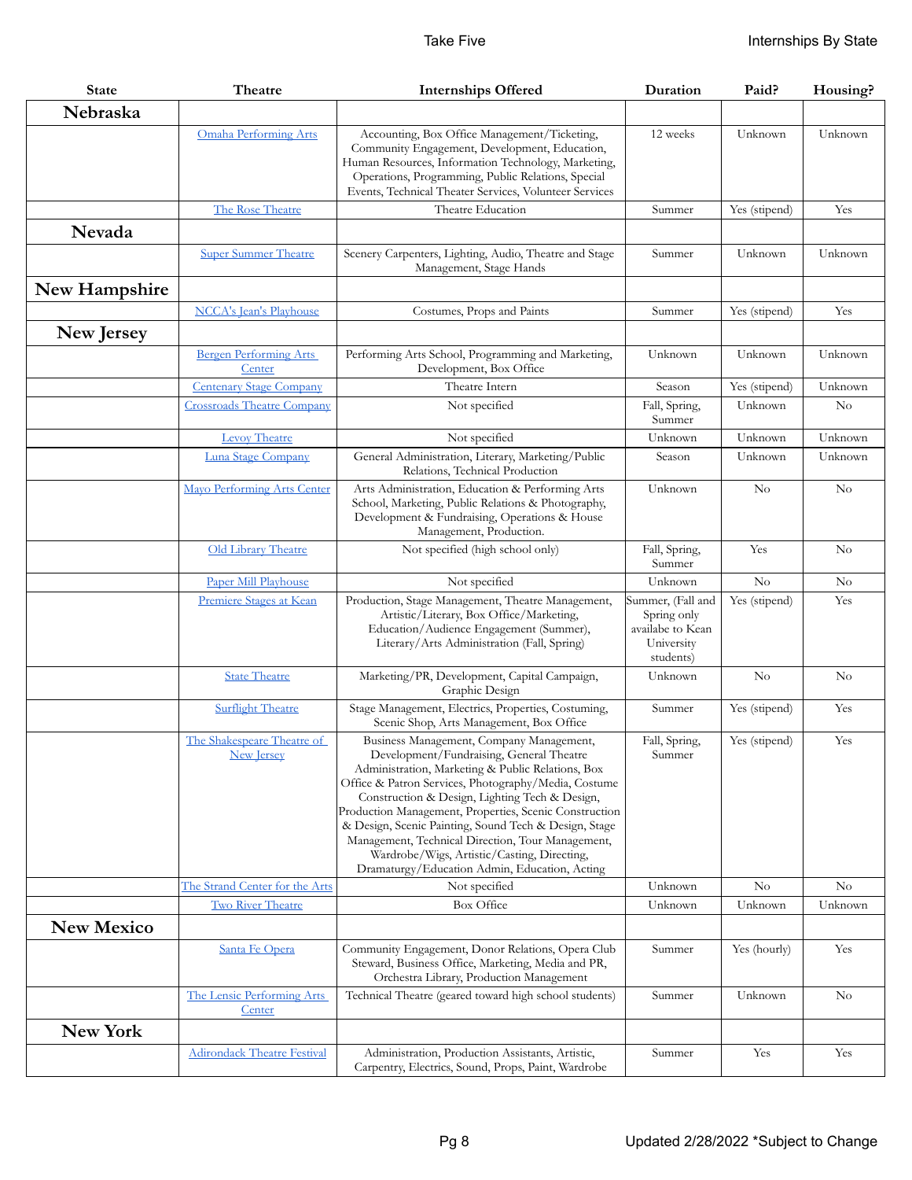| State | Theatre | Internships Offered | Duration | Paid? | Housing? |
|---|---|---|---|---|---|
| **Nebraska** | | | | | |
| | Omaha Performing Arts | Accounting, Box Office Management/Ticketing, Community Engagement, Development, Education, Human Resources, Information Technology, Marketing, Operations, Programming, Public Relations, Special Events, Technical Theater Services, Volunteer Services | 12 weeks | Unknown | Unknown |
| | The Rose Theatre | Theatre Education | Summer | Yes (stipend) | Yes |
| **Nevada** | | | | | |
| | Super Summer Theatre | Scenery Carpenters, Lighting, Audio, Theatre and Stage Management, Stage Hands | Summer | Unknown | Unknown |
| **New Hampshire** | | | | | |
| | NCCA's Jean's Playhouse | Costumes, Props and Paints | Summer | Yes (stipend) | Yes |
| **New Jersey** | | | | | |
| | Bergen Performing Arts Center | Performing Arts School, Programming and Marketing, Development, Box Office | Unknown | Unknown | Unknown |
| | Centenary Stage Company | Theatre Intern | Season | Yes (stipend) | Unknown |
| | Crossroads Theatre Company | Not specified | Fall, Spring, Summer | Unknown | No |
| | Levoy Theatre | Not specified | Unknown | Unknown | Unknown |
| | Luna Stage Company | General Administration, Literary, Marketing/Public Relations, Technical Production | Season | Unknown | Unknown |
| | Mayo Performing Arts Center | Arts Administration, Education & Performing Arts School, Marketing, Public Relations & Photography, Development & Fundraising, Operations & House Management, Production. | Unknown | No | No |
| | Old Library Theatre | Not specified (high school only) | Fall, Spring, Summer | Yes | No |
| | Paper Mill Playhouse | Not specified | Unknown | No | No |
| | Premiere Stages at Kean | Production, Stage Management, Theatre Management, Artistic/Literary, Box Office/Marketing, Education/Audience Engagement (Summer), Literary/Arts Administration (Fall, Spring) | Summer, (Fall and Spring only availabe to Kean University students) | Yes (stipend) | Yes |
| | State Theatre | Marketing/PR, Development, Capital Campaign, Graphic Design | Unknown | No | No |
| | Surflight Theatre | Stage Management, Electrics, Properties, Costuming, Scenic Shop, Arts Management, Box Office | Summer | Yes (stipend) | Yes |
| | The Shakespeare Theatre of New Jersey | Business Management, Company Management, Development/Fundraising, General Theatre Administration, Marketing & Public Relations, Box Office & Patron Services, Photography/Media, Costume Construction & Design, Lighting Tech & Design, Production Management, Properties, Scenic Construction & Design, Scenic Painting, Sound Tech & Design, Stage Management, Technical Direction, Tour Management, Wardrobe/Wigs, Artistic/Casting, Directing, Dramaturgy/Education Admin, Education, Acting | Fall, Spring, Summer | Yes (stipend) | Yes |
| | The Strand Center for the Arts | Not specified | Unknown | No | No |
| | Two River Theatre | Box Office | Unknown | Unknown | Unknown |
| **New Mexico** | | | | | |
| | Santa Fe Opera | Community Engagement, Donor Relations, Opera Club Steward, Business Office, Marketing, Media and PR, Orchestra Library, Production Management | Summer | Yes (hourly) | Yes |
| | The Lensic Performing Arts Center | Technical Theatre (geared toward high school students) | Summer | Unknown | No |
| **New York** | | | | | |
| | Adirondack Theatre Festival | Administration, Production Assistants, Artistic, Carpentry, Electrics, Sound, Props, Paint, Wardrobe | Summer | Yes | Yes |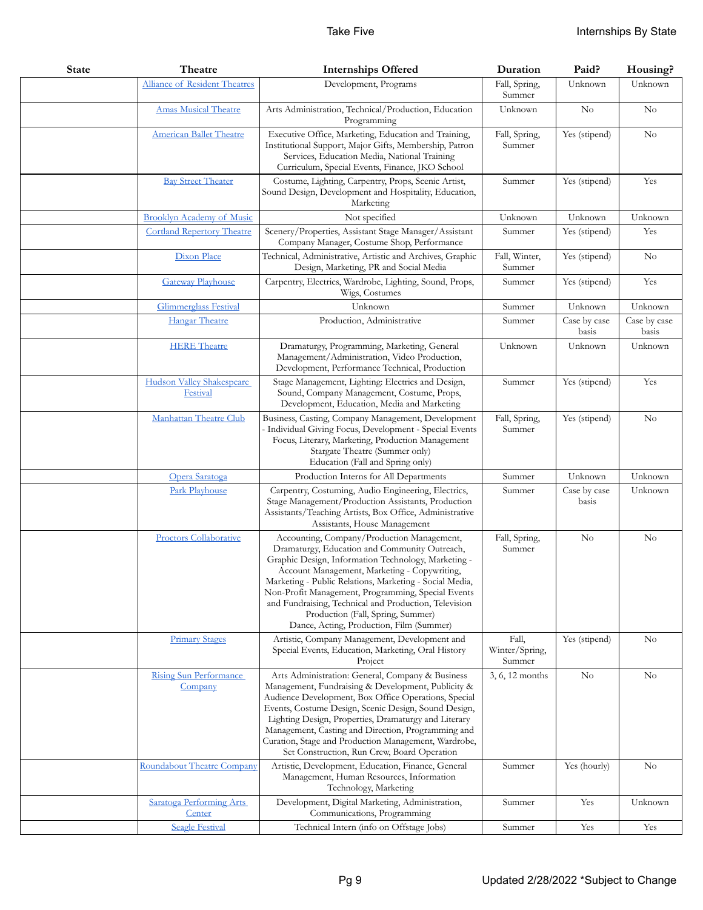| State | Theatre | Internships Offered | Duration | Paid? | Housing? |
|---|---|---|---|---|---|
| | Alliance of Resident Theatres | Development, Programs | Fall, Spring, Summer | Unknown | Unknown |
| | Amas Musical Theatre | Arts Administration, Technical/Production, Education Programming | Unknown | No | No |
| | American Ballet Theatre | Executive Office, Marketing, Education and Training, Institutional Support, Major Gifts, Membership, Patron Services, Education Media, National Training Curriculum, Special Events, Finance, JKO School | Fall, Spring, Summer | Yes (stipend) | No |
| | Bay Street Theater | Costume, Lighting, Carpentry, Props, Scenic Artist, Sound Design, Development and Hospitality, Education, Marketing | Summer | Yes (stipend) | Yes |
| | Brooklyn Academy of Music | Not specified | Unknown | Unknown | Unknown |
| | Cortland Repertory Theatre | Scenery/Properties, Assistant Stage Manager/Assistant Company Manager, Costume Shop, Performance | Summer | Yes (stipend) | Yes |
| | Dixon Place | Technical, Administrative, Artistic and Archives, Graphic Design, Marketing, PR and Social Media | Fall, Winter, Summer | Yes (stipend) | No |
| | Gateway Playhouse | Carpentry, Electrics, Wardrobe, Lighting, Sound, Props, Wigs, Costumes | Summer | Yes (stipend) | Yes |
| | Glimmerglass Festival | Unknown | Summer | Unknown | Unknown |
| | Hangar Theatre | Production, Administrative | Summer | Case by case basis | Case by case basis |
| | HERE Theatre | Dramaturgy, Programming, Marketing, General Management/Administration, Video Production, Development, Performance Technical, Production | Unknown | Unknown | Unknown |
| | Hudson Valley Shakespeare Festival | Stage Management, Lighting: Electrics and Design, Sound, Company Management, Costume, Props, Development, Education, Media and Marketing | Summer | Yes (stipend) | Yes |
| | Manhattan Theatre Club | Business, Casting, Company Management, Development - Individual Giving Focus, Development - Special Events Focus, Literary, Marketing, Production Management Stargate Theatre (Summer only) Education (Fall and Spring only) | Fall, Spring, Summer | Yes (stipend) | No |
| | Opera Saratoga | Production Interns for All Departments | Summer | Unknown | Unknown |
| | Park Playhouse | Carpentry, Costuming, Audio Engineering, Electrics, Stage Management/Production Assistants, Production Assistants/Teaching Artists, Box Office, Administrative Assistants, House Management | Summer | Case by case basis | Unknown |
| | Proctors Collaborative | Accounting, Company/Production Management, Dramaturgy, Education and Community Outreach, Graphic Design, Information Technology, Marketing - Account Management, Marketing - Copywriting, Marketing - Public Relations, Marketing - Social Media, Non-Profit Management, Programming, Special Events and Fundraising, Technical and Production, Television Production (Fall, Spring, Summer) Dance, Acting, Production, Film (Summer) | Fall, Spring, Summer | No | No |
| | Primary Stages | Artistic, Company Management, Development and Special Events, Education, Marketing, Oral History Project | Fall, Winter/Spring, Summer | Yes (stipend) | No |
| | Rising Sun Performance Company | Arts Administration: General, Company & Business Management, Fundraising & Development, Publicity & Audience Development, Box Office Operations, Special Events, Costume Design, Scenic Design, Sound Design, Lighting Design, Properties, Dramaturgy and Literary Management, Casting and Direction, Programming and Curation, Stage and Production Management, Wardrobe, Set Construction, Run Crew, Board Operation | 3, 6, 12 months | No | No |
| | Roundabout Theatre Company | Artistic, Development, Education, Finance, General Management, Human Resources, Information Technology, Marketing | Summer | Yes (hourly) | No |
| | Saratoga Performing Arts Center | Development, Digital Marketing, Administration, Communications, Programming | Summer | Yes | Unknown |
| | Seagle Festival | Technical Intern (info on Offstage Jobs) | Summer | Yes | Yes |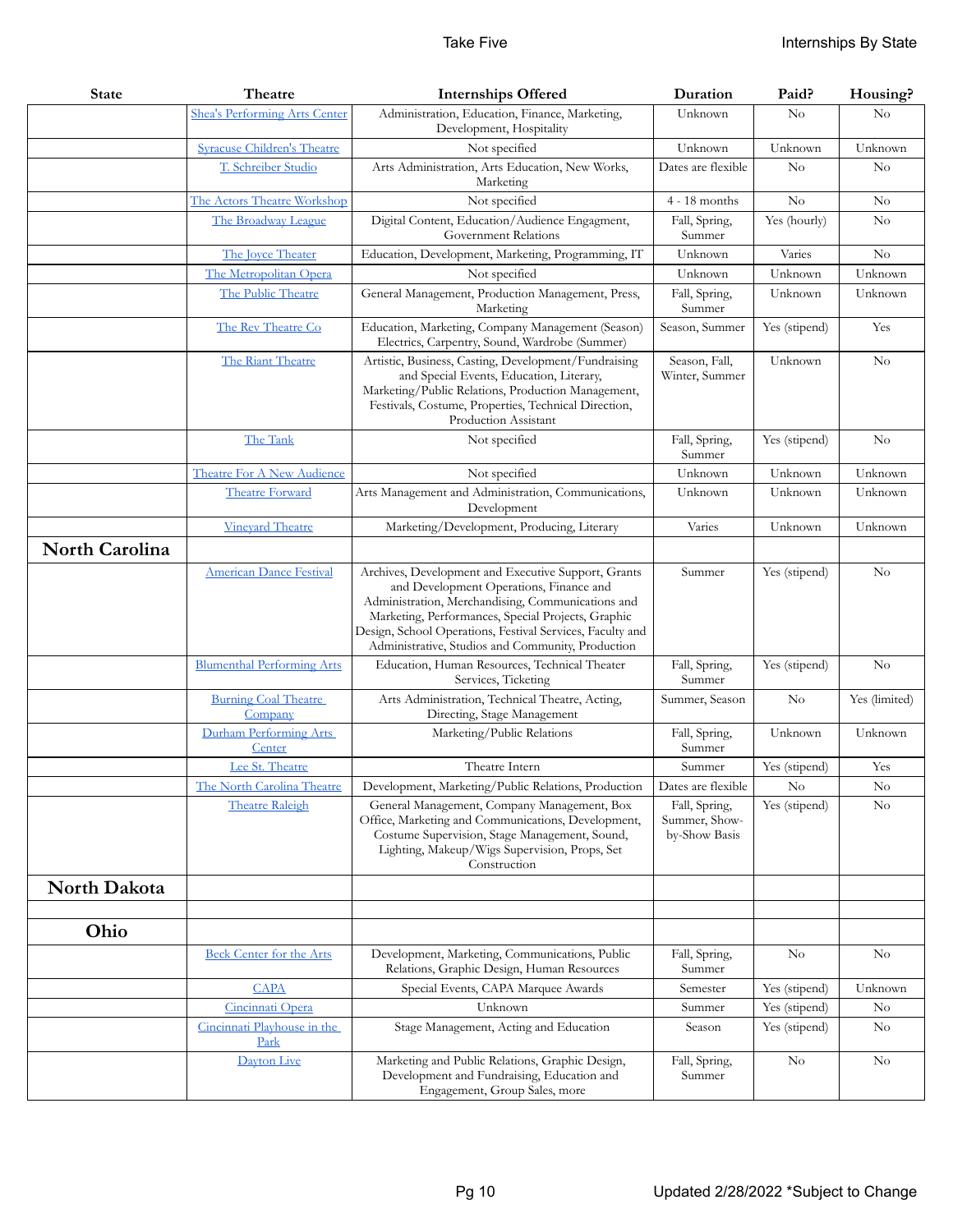| State | Theatre | Internships Offered | Duration | Paid? | Housing? |
|---|---|---|---|---|---|
| | Shea's Performing Arts Center | Administration, Education, Finance, Marketing, Development, Hospitality | Unknown | No | No |
| | Syracuse Children's Theatre | Not specified | Unknown | Unknown | Unknown |
| | T. Schreiber Studio | Arts Administration, Arts Education, New Works, Marketing | Dates are flexible | No | No |
| | The Actors Theatre Workshop | Not specified | 4 - 18 months | No | No |
| | The Broadway League | Digital Content, Education/Audience Engagment, Government Relations | Fall, Spring, Summer | Yes (hourly) | No |
| | The Joyce Theater | Education, Development, Marketing, Programming, IT | Unknown | Varies | No |
| | The Metropolitan Opera | Not specified | Unknown | Unknown | Unknown |
| | The Public Theatre | General Management, Production Management, Press, Marketing | Fall, Spring, Summer | Unknown | Unknown |
| | The Rev Theatre Co | Education, Marketing, Company Management (Season) Electrics, Carpentry, Sound, Wardrobe (Summer) | Season, Summer | Yes (stipend) | Yes |
| | The Riant Theatre | Artistic, Business, Casting, Development/Fundraising and Special Events, Education, Literary, Marketing/Public Relations, Production Management, Festivals, Costume, Properties, Technical Direction, Production Assistant | Season, Fall, Winter, Summer | Unknown | No |
| | The Tank | Not specified | Fall, Spring, Summer | Yes (stipend) | No |
| | Theatre For A New Audience | Not specified | Unknown | Unknown | Unknown |
| | Theatre Forward | Arts Management and Administration, Communications, Development | Unknown | Unknown | Unknown |
| | Vineyard Theatre | Marketing/Development, Producing, Literary | Varies | Unknown | Unknown |
| **North Carolina** | | | | | |
| | American Dance Festival | Archives, Development and Executive Support, Grants and Development Operations, Finance and Administration, Merchandising, Communications and Marketing, Performances, Special Projects, Graphic Design, School Operations, Festival Services, Faculty and Administrative, Studios and Community, Production | Summer | Yes (stipend) | No |
| | Blumenthal Performing Arts | Education, Human Resources, Technical Theater Services, Ticketing | Fall, Spring, Summer | Yes (stipend) | No |
| | Burning Coal Theatre Company | Arts Administration, Technical Theatre, Acting, Directing, Stage Management | Summer, Season | No | Yes (limited) |
| | Durham Performing Arts Center | Marketing/Public Relations | Fall, Spring, Summer | Unknown | Unknown |
| | Lee St. Theatre | Theatre Intern | Summer | Yes (stipend) | Yes |
| | The North Carolina Theatre | Development, Marketing/Public Relations, Production | Dates are flexible | No | No |
| | Theatre Raleigh | General Management, Company Management, Box Office, Marketing and Communications, Development, Costume Supervision, Stage Management, Sound, Lighting, Makeup/Wigs Supervision, Props, Set Construction | Fall, Spring, Summer, Show-by-Show Basis | Yes (stipend) | No |
| **North Dakota** | | | | | |
| | | | | | |
| **Ohio** | | | | | |
| | Beck Center for the Arts | Development, Marketing, Communications, Public Relations, Graphic Design, Human Resources | Fall, Spring, Summer | No | No |
| | CAPA | Special Events, CAPA Marquee Awards | Semester | Yes (stipend) | Unknown |
| | Cincinnati Opera | Unknown | Summer | Yes (stipend) | No |
| | Cincinnati Playhouse in the Park | Stage Management, Acting and Education | Season | Yes (stipend) | No |
| | Dayton Live | Marketing and Public Relations, Graphic Design, Development and Fundraising, Education and Engagement, Group Sales, more | Fall, Spring, Summer | No | No |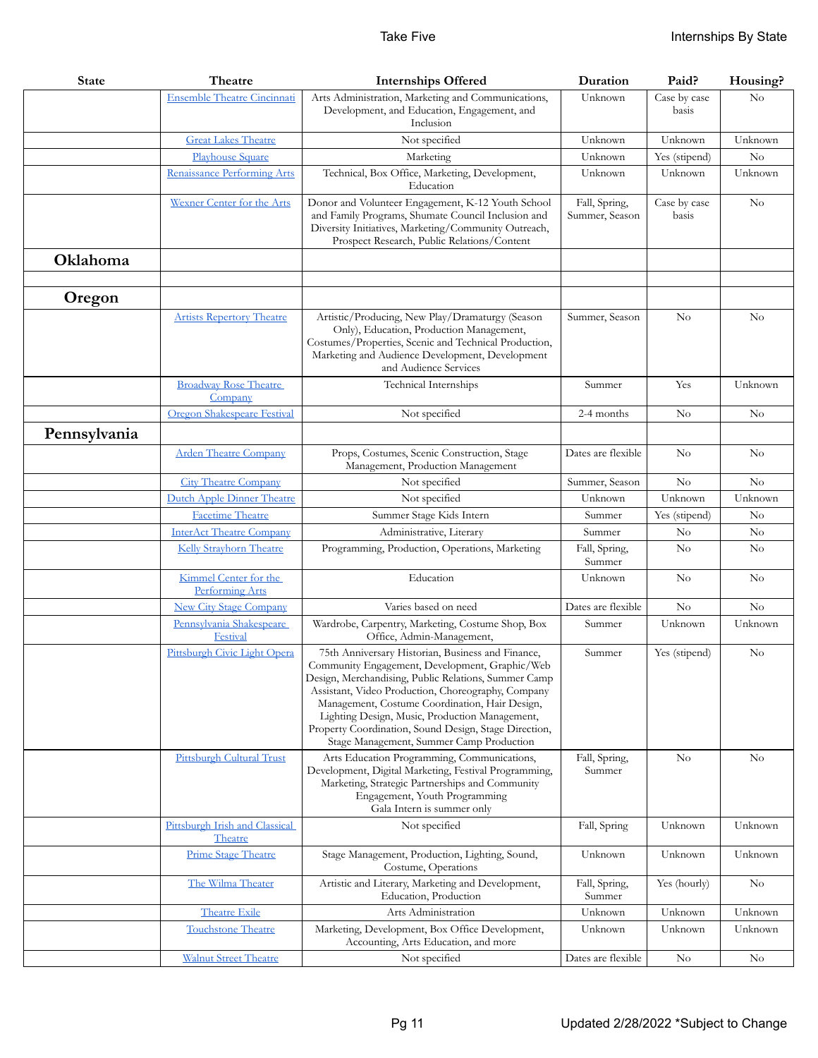| State | Theatre | Internships Offered | Duration | Paid? | Housing? |
|---|---|---|---|---|---|
| | Ensemble Theatre Cincinnati | Arts Administration, Marketing and Communications, Development, and Education, Engagement, and Inclusion | Unknown | Case by case basis | No |
| | Great Lakes Theatre | Not specified | Unknown | Unknown | Unknown |
| | Playhouse Square | Marketing | Unknown | Yes (stipend) | No |
| | Renaissance Performing Arts | Technical, Box Office, Marketing, Development, Education | Unknown | Unknown | Unknown |
| | Wexner Center for the Arts | Donor and Volunteer Engagement, K-12 Youth School and Family Programs, Shumate Council Inclusion and Diversity Initiatives, Marketing/Community Outreach, Prospect Research, Public Relations/Content | Fall, Spring, Summer, Season | Case by case basis | No |
| **Oklahoma** | | | | | |
| | | | | | |
| **Oregon** | | | | | |
| | Artists Repertory Theatre | Artistic/Producing, New Play/Dramaturgy (Season Only), Education, Production Management, Costumes/Properties, Scenic and Technical Production, Marketing and Audience Development, Development and Audience Services | Summer, Season | No | No |
| | Broadway Rose Theatre Company | Technical Internships | Summer | Yes | Unknown |
| | Oregon Shakespeare Festival | Not specified | 2-4 months | No | No |
| **Pennsylvania** | | | | | |
| | Arden Theatre Company | Props, Costumes, Scenic Construction, Stage Management, Production Management | Dates are flexible | No | No |
| | City Theatre Company | Not specified | Summer, Season | No | No |
| | Dutch Apple Dinner Theatre | Not specified | Unknown | Unknown | Unknown |
| | Facetime Theatre | Summer Stage Kids Intern | Summer | Yes (stipend) | No |
| | InterAct Theatre Company | Administrative, Literary | Summer | No | No |
| | Kelly Strayhorn Theatre | Programming, Production, Operations, Marketing | Fall, Spring, Summer | No | No |
| | Kimmel Center for the Performing Arts | Education | Unknown | No | No |
| | New City Stage Company | Varies based on need | Dates are flexible | No | No |
| | Pennsylvania Shakespeare Festival | Wardrobe, Carpentry, Marketing, Costume Shop, Box Office, Admin-Management, | Summer | Unknown | Unknown |
| | Pittsburgh Civic Light Opera | 75th Anniversary Historian, Business and Finance, Community Engagement, Development, Graphic/Web Design, Merchandising, Public Relations, Summer Camp Assistant, Video Production, Choreography, Company Management, Costume Coordination, Hair Design, Lighting Design, Music, Production Management, Property Coordination, Sound Design, Stage Direction, Stage Management, Summer Camp Production | Summer | Yes (stipend) | No |
| | Pittsburgh Cultural Trust | Arts Education Programming, Communications, Development, Digital Marketing, Festival Programming, Marketing, Strategic Partnerships and Community Engagement, Youth Programming Gala Intern is summer only | Fall, Spring, Summer | No | No |
| | Pittsburgh Irish and Classical Theatre | Not specified | Fall, Spring | Unknown | Unknown |
| | Prime Stage Theatre | Stage Management, Production, Lighting, Sound, Costume, Operations | Unknown | Unknown | Unknown |
| | The Wilma Theater | Artistic and Literary, Marketing and Development, Education, Production | Fall, Spring, Summer | Yes (hourly) | No |
| | Theatre Exile | Arts Administration | Unknown | Unknown | Unknown |
| | Touchstone Theatre | Marketing, Development, Box Office Development, Accounting, Arts Education, and more | Unknown | Unknown | Unknown |
| | Walnut Street Theatre | Not specified | Dates are flexible | No | No |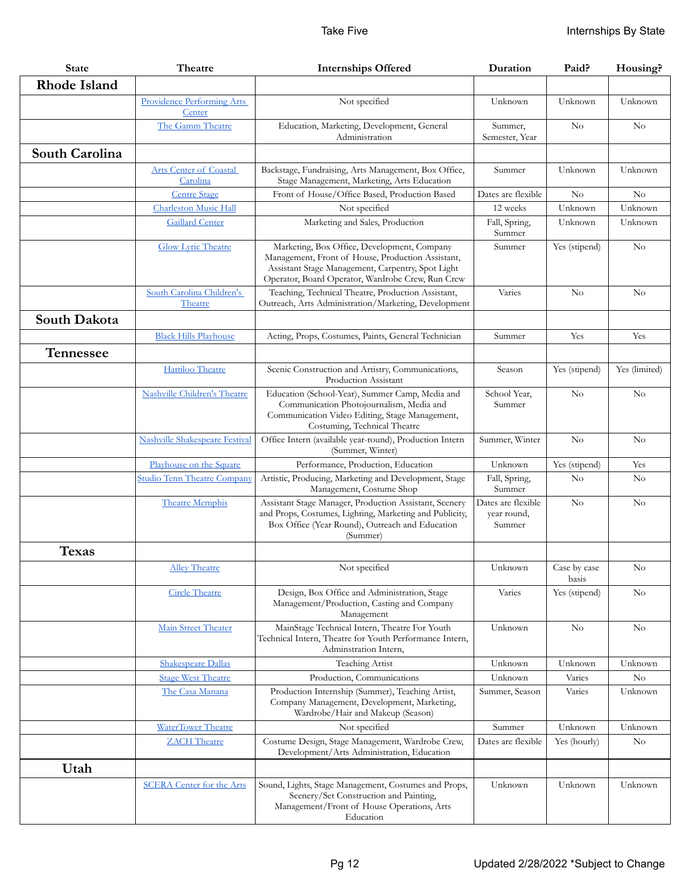| State | Theatre | Internships Offered | Duration | Paid? | Housing? |
|---|---|---|---|---|---|
| **Rhode Island** | | | | | |
| | Providence Performing Arts Center | Not specified | Unknown | Unknown | Unknown |
| | The Gamm Theatre | Education, Marketing, Development, General Administration | Summer, Semester, Year | No | No |
| **South Carolina** | | | | | |
| | Arts Center of Coastal Carolina | Backstage, Fundraising, Arts Management, Box Office, Stage Management, Marketing, Arts Education | Summer | Unknown | Unknown |
| | Centre Stage | Front of House/Office Based, Production Based | Dates are flexible | No | No |
| | Charleston Music Hall | Not specified | 12 weeks | Unknown | Unknown |
| | Gaillard Center | Marketing and Sales, Production | Fall, Spring, Summer | Unknown | Unknown |
| | Glow Lyric Theatre | Marketing, Box Office, Development, Company Management, Front of House, Production Assistant, Assistant Stage Management, Carpentry, Spot Light Operator, Board Operator, Wardrobe Crew, Run Crew | Summer | Yes (stipend) | No |
| | South Carolina Children's Theatre | Teaching, Technical Theatre, Production Assistant, Outreach, Arts Administration/Marketing, Development | Varies | No | No |
| **South Dakota** | | | | | |
| | Black Hills Playhouse | Acting, Props, Costumes, Paints, General Technician | Summer | Yes | Yes |
| **Tennessee** | | | | | |
| | Hattiloo Theatre | Scenic Construction and Artistry, Communications, Production Assistant | Season | Yes (stipend) | Yes (limited) |
| | Nashville Children's Theatre | Education (School-Year), Summer Camp, Media and Communication Photojournalism, Media and Communication Video Editing, Stage Management, Costuming, Technical Theatre | School Year, Summer | No | No |
| | Nashville Shakespeare Festival | Office Intern (available year-round), Production Intern (Summer, Winter) | Summer, Winter | No | No |
| | Playhouse on the Square | Performance, Production, Education | Unknown | Yes (stipend) | Yes |
| | Studio Tenn Theatre Company | Artistic, Producing, Marketing and Development, Stage Management, Costume Shop | Fall, Spring, Summer | No | No |
| | Theatre Memphis | Assistant Stage Manager, Production Assistant, Scenery and Props, Costumes, Lighting, Marketing and Publicity, Box Office (Year Round), Outreach and Education (Summer) | Dates are flexible year round, Summer | No | No |
| **Texas** | | | | | |
| | Alley Theatre | Not specified | Unknown | Case by case basis | No |
| | Circle Theatre | Design, Box Office and Administration, Stage Management/Production, Casting and Company Management | Varies | Yes (stipend) | No |
| | Main Street Theater | MainStage Technical Intern, Theatre For Youth Technical Intern, Theatre for Youth Performance Intern, Adminstration Intern, | Unknown | No | No |
| | Shakespeare Dallas | Teaching Artist | Unknown | Unknown | Unknown |
| | Stage West Theatre | Production, Communications | Unknown | Varies | No |
| | The Casa Manana | Production Internship (Summer), Teaching Artist, Company Management, Development, Marketing, Wardrobe/Hair and Makeup (Season) | Summer, Season | Varies | Unknown |
| | WaterTower Theatre | Not specified | Summer | Unknown | Unknown |
| | ZACH Theatre | Costume Design, Stage Management, Wardrobe Crew, Development/Arts Administration, Education | Dates are flexible | Yes (hourly) | No |
| **Utah** | | | | | |
| | SCERA Center for the Arts | Sound, Lights, Stage Management, Costumes and Props, Scenery/Set Construction and Painting, Management/Front of House Operations, Arts Education | Unknown | Unknown | Unknown |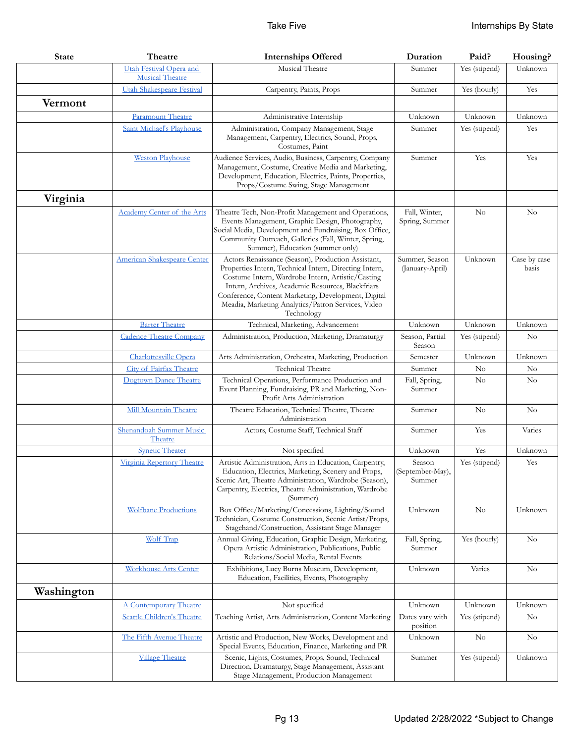| State | Theatre | Internships Offered | Duration | Paid? | Housing? |
|---|---|---|---|---|---|
| | Utah Festival Opera and Musical Theatre | Musical Theatre | Summer | Yes (stipend) | Unknown |
| | Utah Shakespeare Festival | Carpentry, Paints, Props | Summer | Yes (hourly) | Yes |
| **Vermont** | | | | | |
| | Paramount Theatre | Administrative Internship | Unknown | Unknown | Unknown |
| | Saint Michael's Playhouse | Administration, Company Management, Stage Management, Carpentry, Electrics, Sound, Props, Costumes, Paint | Summer | Yes (stipend) | Yes |
| | Weston Playhouse | Audience Services, Audio, Business, Carpentry, Company Management, Costume, Creative Media and Marketing, Development, Education, Electrics, Paints, Properties, Props/Costume Swing, Stage Management | Summer | Yes | Yes |
| **Virginia** | | | | | |
| | Academy Center of the Arts | Theatre Tech, Non-Profit Management and Operations, Events Management, Graphic Design, Photography, Social Media, Development and Fundraising, Box Office, Community Outreach, Galleries (Fall, Winter, Spring, Summer), Education (summer only) | Fall, Winter, Spring, Summer | No | No |
| | American Shakespeare Center | Actors Renaissance (Season), Production Assistant, Properties Intern, Technical Intern, Directing Intern, Costume Intern, Wardrobe Intern, Artistic/Casting Intern, Archives, Academic Resources, Blackfriars Conference, Content Marketing, Development, Digital Meadia, Marketing Analytics/Patron Services, Video Technology | Summer, Season (January-April) | Unknown | Case by case basis |
| | Barter Theatre | Technical, Marketing, Advancement | Unknown | Unknown | Unknown |
| | Cadence Theatre Company | Administration, Production, Marketing, Dramaturgy | Season, Partial Season | Yes (stipend) | No |
| | Charlottesville Opera | Arts Administration, Orchestra, Marketing, Production | Semester | Unknown | Unknown |
| | City of Fairfax Theatre | Technical Theatre | Summer | No | No |
| | Dogtown Dance Theatre | Technical Operations, Performance Production and Event Planning, Fundraising, PR and Marketing, Non-Profit Arts Administration | Fall, Spring, Summer | No | No |
| | Mill Mountain Theatre | Theatre Education, Technical Theatre, Theatre Administration | Summer | No | No |
| | Shenandoah Summer Music Theatre | Actors, Costume Staff, Technical Staff | Summer | Yes | Varies |
| | Synetic Theater | Not specified | Unknown | Yes | Unknown |
| | Virginia Repertory Theatre | Artistic Administration, Arts in Education, Carpentry, Education, Electrics, Marketing, Scenery and Props, Scenic Art, Theatre Administration, Wardrobe (Season), Carpentry, Electrics, Theatre Administration, Wardrobe (Summer) | Season (September-May), Summer | Yes (stipend) | Yes |
| | Wolfbane Productions | Box Office/Marketing/Concessions, Lighting/Sound Technician, Costume Construction, Scenic Artist/Props, Stagehand/Construction, Assistant Stage Manager | Unknown | No | Unknown |
| | Wolf Trap | Annual Giving, Education, Graphic Design, Marketing, Opera Artistic Administration, Publications, Public Relations/Social Media, Rental Events | Fall, Spring, Summer | Yes (hourly) | No |
| | Workhouse Arts Center | Exhibitions, Lucy Burns Museum, Development, Education, Facilities, Events, Photography | Unknown | Varies | No |
| **Washington** | | | | | |
| | A Contemporary Theatre | Not specified | Unknown | Unknown | Unknown |
| | Seattle Children's Theatre | Teaching Artist, Arts Administration, Content Marketing | Dates vary with position | Yes (stipend) | No |
| | The Fifth Avenue Theatre | Artistic and Production, New Works, Development and Special Events, Education, Finance, Marketing and PR | Unknown | No | No |
| | Village Theatre | Scenic, Lights, Costumes, Props, Sound, Technical Direction, Dramaturgy, Stage Management, Assistant Stage Management, Production Management | Summer | Yes (stipend) | Unknown |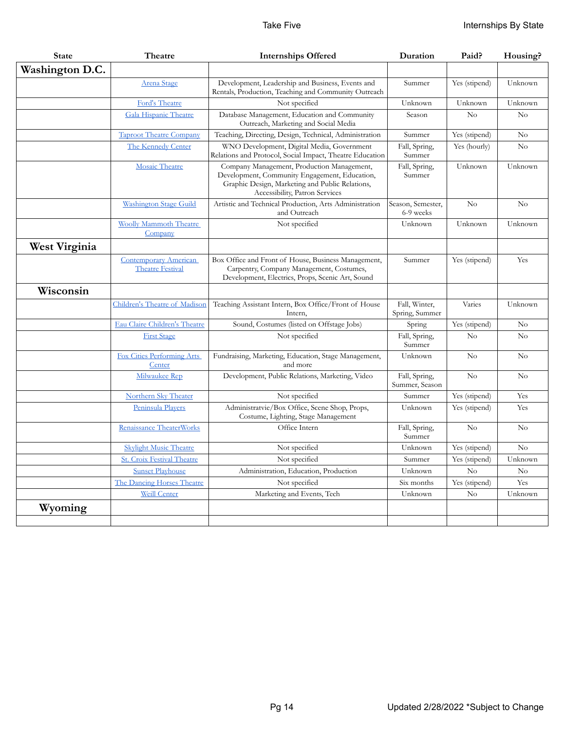| State | Theatre | Internships Offered | Duration | Paid? | Housing? |
|---|---|---|---|---|---|
| **Washington D.C.** | | | | | |
| | Arena Stage | Development, Leadership and Business, Events and Rentals, Production, Teaching and Community Outreach | Summer | Yes (stipend) | Unknown |
| | Ford's Theatre | Not specified | Unknown | Unknown | Unknown |
| | Gala Hispanic Theatre | Database Management, Education and Community Outreach, Marketing and Social Media | Season | No | No |
| | Taproot Theatre Company | Teaching, Directing, Design, Technical, Administration | Summer | Yes (stipend) | No |
| | The Kennedy Center | WNO Development, Digital Media, Government Relations and Protocol, Social Impact, Theatre Education | Fall, Spring, Summer | Yes (hourly) | No |
| | Mosaic Theatre | Company Management, Production Management, Development, Community Engagement, Education, Graphic Design, Marketing and Public Relations, Accessibility, Patron Services | Fall, Spring, Summer | Unknown | Unknown |
| | Washington Stage Guild | Artistic and Technical Production, Arts Administration and Outreach | Season, Semester, 6-9 weeks | No | No |
| | Woolly Mammoth Theatre Company | Not specified | Unknown | Unknown | Unknown |
| **West Virginia** | | | | | |
| | Contemporary American Theatre Festival | Box Office and Front of House, Business Management, Carpentry, Company Management, Costumes, Development, Electrics, Props, Scenic Art, Sound | Summer | Yes (stipend) | Yes |
| **Wisconsin** | | | | | |
| | Children's Theatre of Madison | Teaching Assistant Intern, Box Office/Front of House Intern, | Fall, Winter, Spring, Summer | Varies | Unknown |
| | Eau Claire Children's Theatre | Sound, Costumes (listed on Offstage Jobs) | Spring | Yes (stipend) | No |
| | First Stage | Not specified | Fall, Spring, Summer | No | No |
| | Fox Cities Performing Arts Center | Fundraising, Marketing, Education, Stage Management, and more | Unknown | No | No |
| | Milwaukee Rep | Development, Public Relations, Marketing, Video | Fall, Spring, Summer, Season | No | No |
| | Northern Sky Theater | Not specified | Summer | Yes (stipend) | Yes |
| | Peninsula Players | Administratvie/Box Office, Scene Shop, Props, Costume, Lighting, Stage Management | Unknown | Yes (stipend) | Yes |
| | Renaissance TheaterWorks | Office Intern | Fall, Spring, Summer | No | No |
| | Skylight Music Theatre | Not specified | Unknown | Yes (stipend) | No |
| | St. Croix Festival Theatre | Not specified | Summer | Yes (stipend) | Unknown |
| | Sunset Playhouse | Administration, Education, Production | Unknown | No | No |
| | The Dancing Horses Theatre | Not specified | Six months | Yes (stipend) | Yes |
| | Weill Center | Marketing and Events, Tech | Unknown | No | Unknown |
| **Wyoming** | | | | | |
| | | | | | |